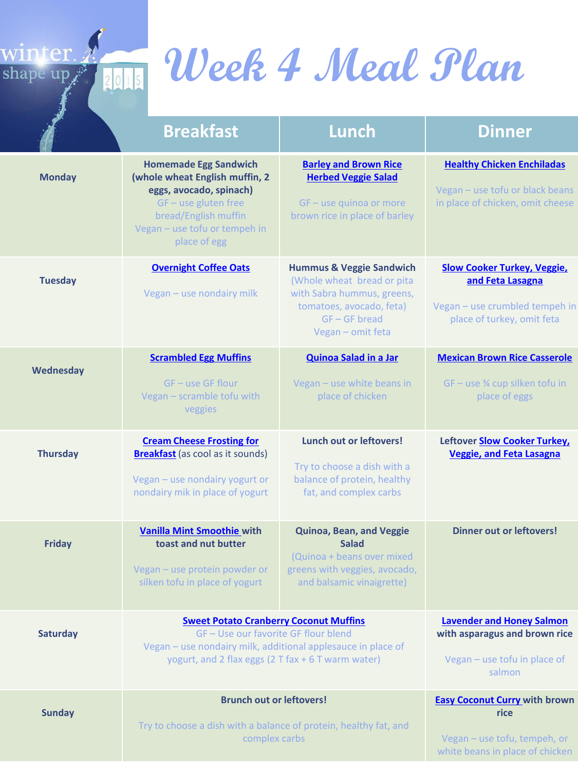winter shape up 2015

# Week 4 Meal Plan

| | Breakfast | Lunch | Dinner |
|---|---|---|---|
| **Monday** | **Homemade Egg Sandwich (whole wheat English muffin, 2 eggs, avocado, spinach)** GF – use gluten free bread/English muffin Vegan – use tofu or tempeh in place of egg | **Barley and Brown Rice Herbed Veggie Salad** GF – use quinoa or more brown rice in place of barley | **Healthy Chicken Enchiladas** Vegan – use tofu or black beans in place of chicken, omit cheese |
| **Tuesday** | **Overnight Coffee Oats** Vegan – use nondairy milk | **Hummus & Veggie Sandwich** (Whole wheat bread or pita with Sabra hummus, greens, tomatoes, avocado, feta) GF – GF bread Vegan – omit feta | **Slow Cooker Turkey, Veggie, and Feta Lasagna** Vegan – use crumbled tempeh in place of turkey, omit feta |
| **Wednesday** | **Scrambled Egg Muffins** GF – use GF flour Vegan – scramble tofu with veggies | **Quinoa Salad in a Jar** Vegan – use white beans in place of chicken | **Mexican Brown Rice Casserole** GF – use ¾ cup silken tofu in place of eggs |
| **Thursday** | **Cream Cheese Frosting for Breakfast** (as cool as it sounds) Vegan – use nondairy yogurt or nondairy mik in place of yogurt | **Lunch out or leftovers!** Try to choose a dish with a balance of protein, healthy fat, and complex carbs | **Leftover Slow Cooker Turkey, Veggie, and Feta Lasagna** |
| **Friday** | **Vanilla Mint Smoothie with toast and nut butter** Vegan – use protein powder or silken tofu in place of yogurt | **Quinoa, Bean, and Veggie Salad** (Quinoa + beans over mixed greens with veggies, avocado, and balsamic vinaigrette) | **Dinner out or leftovers!** |
| **Saturday** | **Sweet Potato Cranberry Coconut Muffins** GF – Use our favorite GF flour blend Vegan – use nondairy milk, additional applesauce in place of yogurt, and 2 flax eggs (2 T fax + 6 T warm water) | | **Lavender and Honey Salmon with asparagus and brown rice** Vegan – use tofu in place of salmon |
| **Sunday** | **Brunch out or leftovers!** Try to choose a dish with a balance of protein, healthy fat, and complex carbs | | **Easy Coconut Curry with brown rice** Vegan – use tofu, tempeh, or white beans in place of chicken |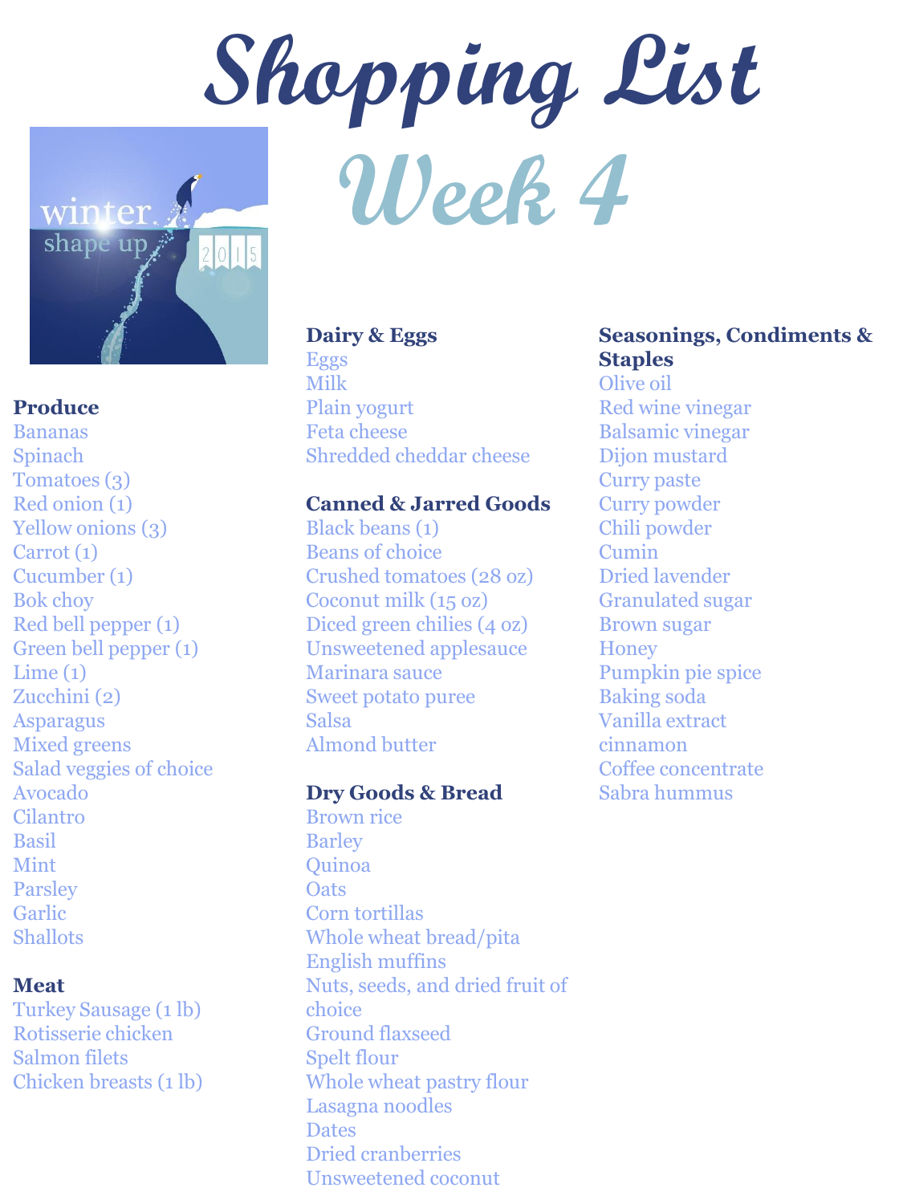# Shopping List

## Week 4

### Produce

- Bananas
- Spinach
- Tomatoes (3)
- Red onion (1)
- Yellow onions (3)
- Carrot (1)
- Cucumber (1)
- Bok choy
- Red bell pepper (1)
- Green bell pepper (1)
- Lime (1)
- Zucchini (2)
- Asparagus
- Mixed greens
- Salad veggies of choice
- Avocado
- Cilantro
- Basil
- Mint
- Parsley
- Garlic
- Shallots

### Meat

- Turkey Sausage (1 lb)
- Rotisserie chicken
- Salmon filets
- Chicken breasts (1 lb)

### Dairy & Eggs

- Eggs
- Milk
- Plain yogurt
- Feta cheese
- Shredded cheddar cheese

### Canned & Jarred Goods

- Black beans (1)
- Beans of choice
- Crushed tomatoes (28 oz)
- Coconut milk (15 oz)
- Diced green chilies (4 oz)
- Unsweetened applesauce
- Marinara sauce
- Sweet potato puree
- Salsa
- Almond butter

### Dry Goods & Bread

- Brown rice
- Barley
- Quinoa
- Oats
- Corn tortillas
- Whole wheat bread/pita
- English muffins
- Nuts, seeds, and dried fruit of choice
- Ground flaxseed
- Spelt flour
- Whole wheat pastry flour
- Lasagna noodles
- Dates
- Dried cranberries
- Unsweetened coconut

### Seasonings, Condiments & Staples

- Olive oil
- Red wine vinegar
- Balsamic vinegar
- Dijon mustard
- Curry paste
- Curry powder
- Chili powder
- Cumin
- Dried lavender
- Granulated sugar
- Brown sugar
- Honey
- Pumpkin pie spice
- Baking soda
- Vanilla extract
- cinnamon
- Coffee concentrate
- Sabra hummus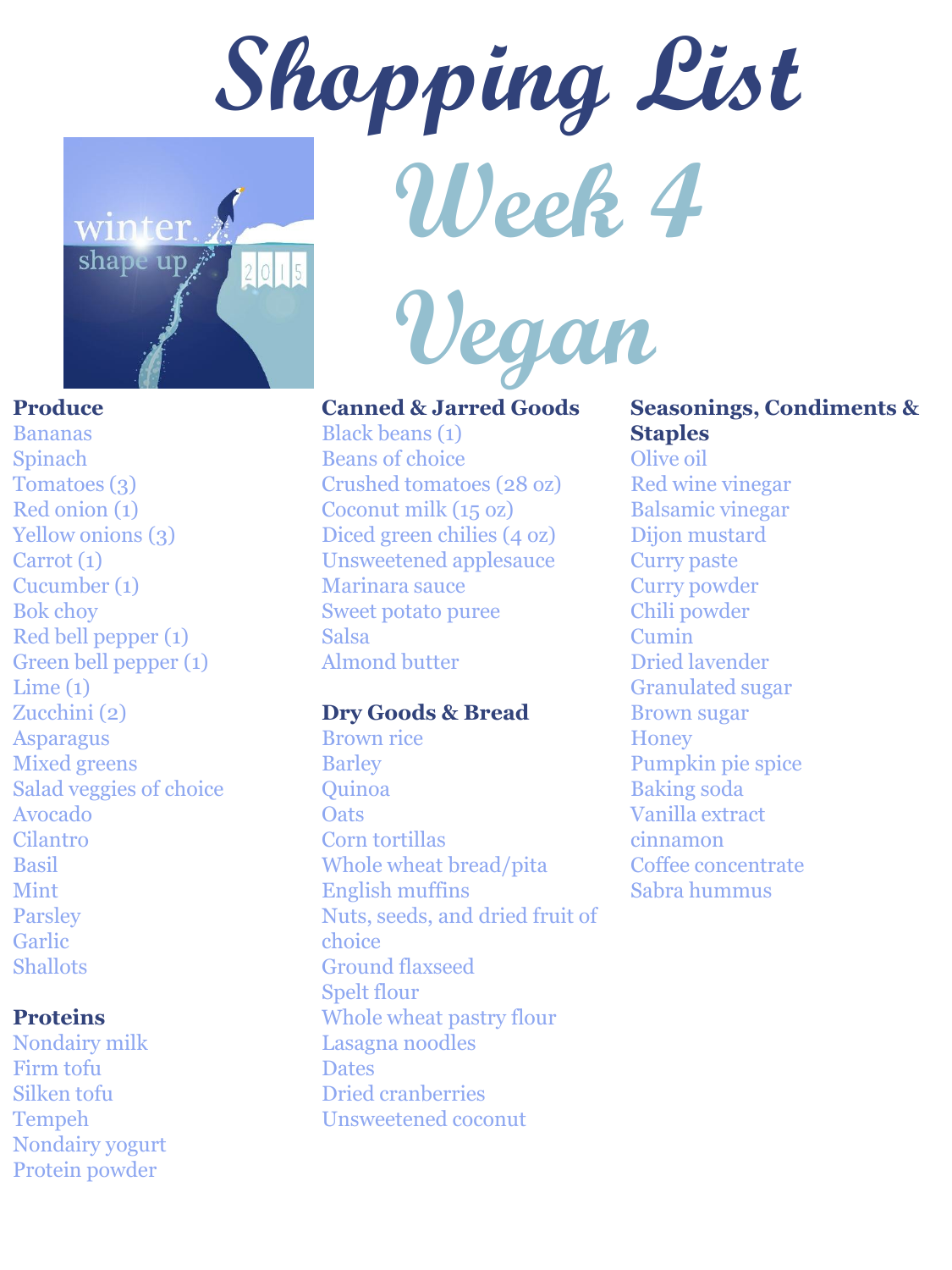# Shopping List

## Week 4 Vegan

### Produce

Bananas
Spinach
Tomatoes (3)
Red onion (1)
Yellow onions (3)
Carrot (1)
Cucumber (1)
Bok choy
Red bell pepper (1)
Green bell pepper (1)
Lime (1)
Zucchini (2)
Asparagus
Mixed greens
Salad veggies of choice
Avocado
Cilantro
Basil
Mint
Parsley
Garlic
Shallots

### Proteins

Nondairy milk
Firm tofu
Silken tofu
Tempeh
Nondairy yogurt
Protein powder

### Canned & Jarred Goods

Black beans (1)
Beans of choice
Crushed tomatoes (28 oz)
Coconut milk (15 oz)
Diced green chilies (4 oz)
Unsweetened applesauce
Marinara sauce
Sweet potato puree
Salsa
Almond butter

### Dry Goods & Bread

Brown rice
Barley
Quinoa
Oats
Corn tortillas
Whole wheat bread/pita
English muffins
Nuts, seeds, and dried fruit of choice
Ground flaxseed
Spelt flour
Whole wheat pastry flour
Lasagna noodles
Dates
Dried cranberries
Unsweetened coconut

### Seasonings, Condiments & Staples

Olive oil
Red wine vinegar
Balsamic vinegar
Dijon mustard
Curry paste
Curry powder
Chili powder
Cumin
Dried lavender
Granulated sugar
Brown sugar
Honey
Pumpkin pie spice
Baking soda
Vanilla extract
cinnamon
Coffee concentrate
Sabra hummus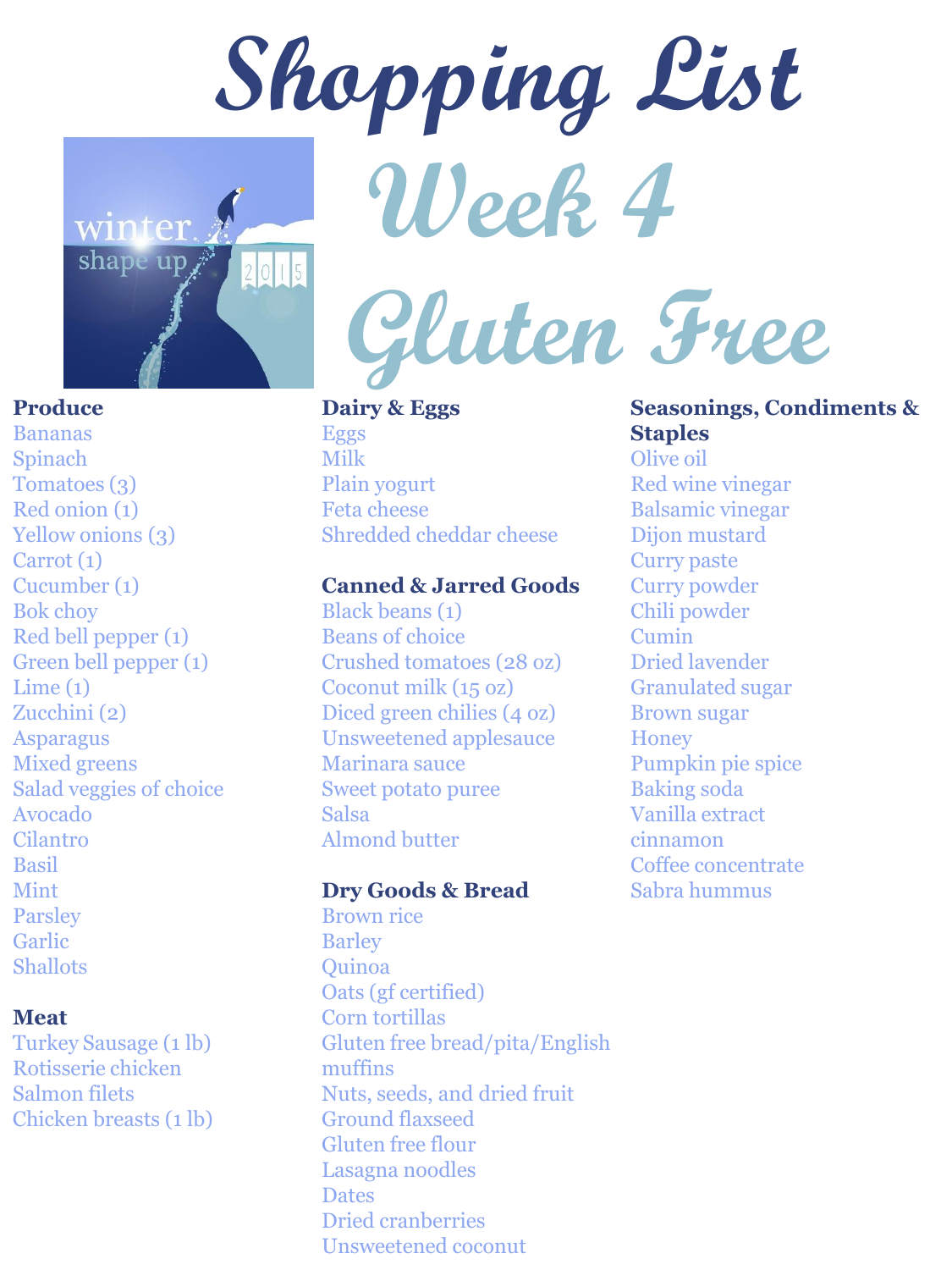# Shopping List

## Week 4
## Gluten Free

### Produce
Bananas
Spinach
Tomatoes (3)
Red onion (1)
Yellow onions (3)
Carrot (1)
Cucumber (1)
Bok choy
Red bell pepper (1)
Green bell pepper (1)
Lime (1)
Zucchini (2)
Asparagus
Mixed greens
Salad veggies of choice
Avocado
Cilantro
Basil
Mint
Parsley
Garlic
Shallots

### Meat
Turkey Sausage (1 lb)
Rotisserie chicken
Salmon filets
Chicken breasts (1 lb)

### Dairy & Eggs
Eggs
Milk
Plain yogurt
Feta cheese
Shredded cheddar cheese

### Canned & Jarred Goods
Black beans (1)
Beans of choice
Crushed tomatoes (28 oz)
Coconut milk (15 oz)
Diced green chilies (4 oz)
Unsweetened applesauce
Marinara sauce
Sweet potato puree
Salsa
Almond butter

### Dry Goods & Bread
Brown rice
Barley
Quinoa
Oats (gf certified)
Corn tortillas
Gluten free bread/pita/English muffins
Nuts, seeds, and dried fruit
Ground flaxseed
Gluten free flour
Lasagna noodles
Dates
Dried cranberries
Unsweetened coconut

### Seasonings, Condiments & Staples
Olive oil
Red wine vinegar
Balsamic vinegar
Dijon mustard
Curry paste
Curry powder
Chili powder
Cumin
Dried lavender
Granulated sugar
Brown sugar
Honey
Pumpkin pie spice
Baking soda
Vanilla extract
cinnamon
Coffee concentrate
Sabra hummus